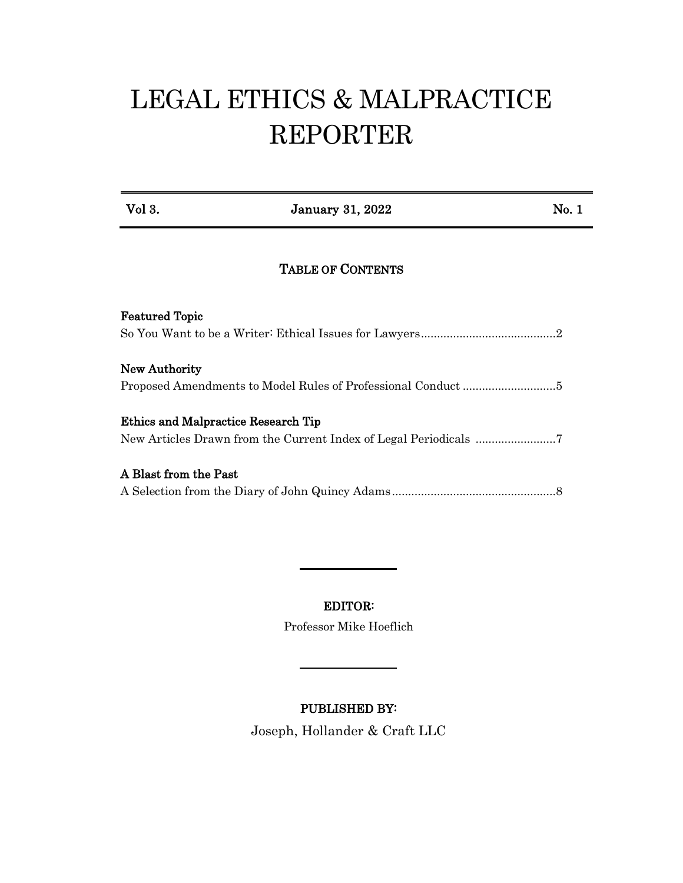# LEGAL ETHICS & MALPRACTICE REPORTER

| Vol 3. | January 31, 2022 | No. 1 |
| --- | --- | --- |

## TABLE OF CONTENTS

**Featured Topic**
So You Want to be a Writer: Ethical Issues for Lawyers..........................................2

**New Authority**
Proposed Amendments to Model Rules of Professional Conduct .............................5

**Ethics and Malpractice Research Tip**
New Articles Drawn from the Current Index of Legal Periodicals .........................7

**A Blast from the Past**
A Selection from the Diary of John Quincy Adams...................................................8

---

**EDITOR:**

Professor Mike Hoeflich

---

**PUBLISHED BY:**

Joseph, Hollander & Craft LLC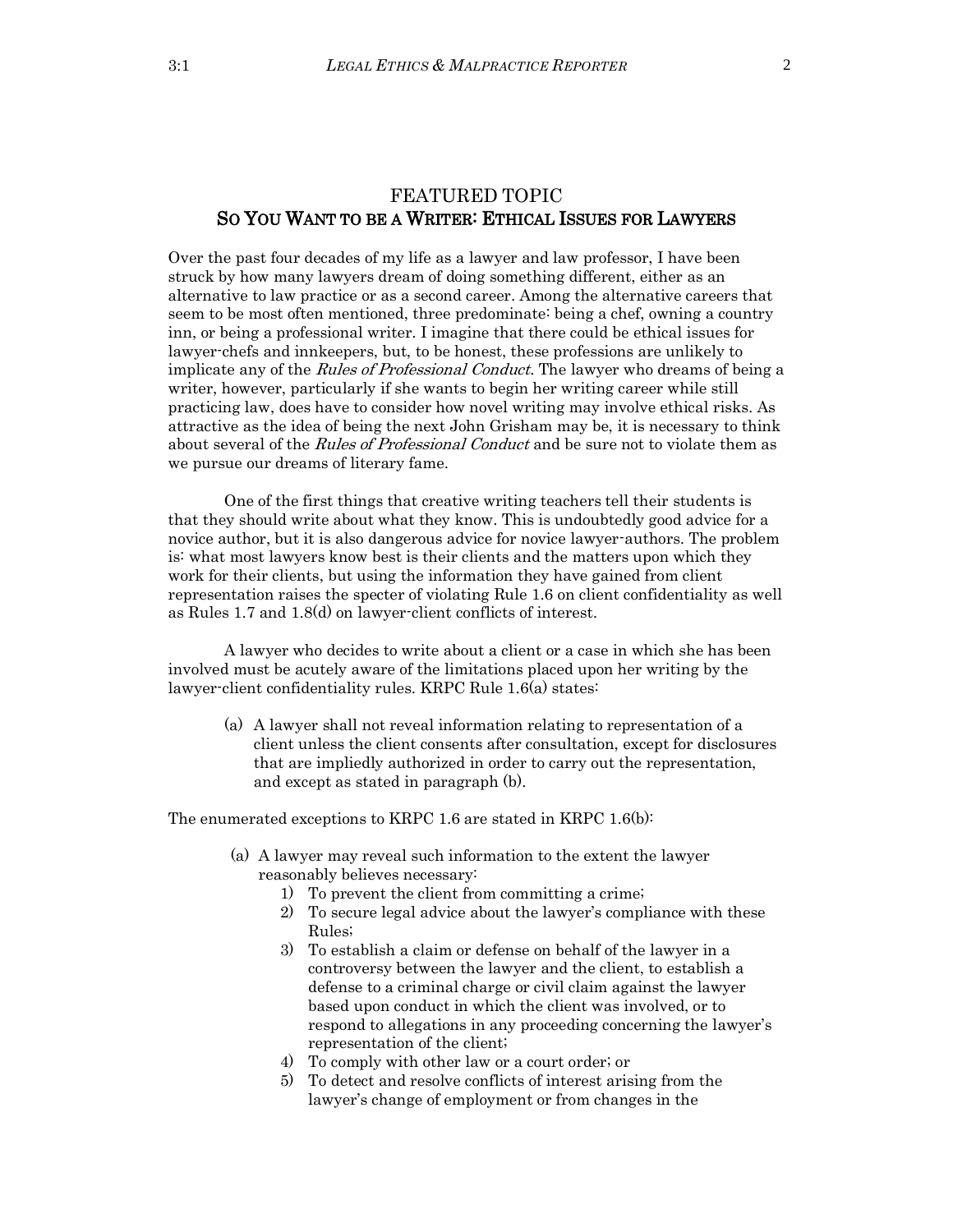## FEATURED TOPIC
## SO YOU WANT TO BE A WRITER: ETHICAL ISSUES FOR LAWYERS

Over the past four decades of my life as a lawyer and law professor, I have been struck by how many lawyers dream of doing something different, either as an alternative to law practice or as a second career. Among the alternative careers that seem to be most often mentioned, three predominate: being a chef, owning a country inn, or being a professional writer. I imagine that there could be ethical issues for lawyer-chefs and innkeepers, but, to be honest, these professions are unlikely to implicate any of the *Rules of Professional Conduct*. The lawyer who dreams of being a writer, however, particularly if she wants to begin her writing career while still practicing law, does have to consider how novel writing may involve ethical risks. As attractive as the idea of being the next John Grisham may be, it is necessary to think about several of the *Rules of Professional Conduct* and be sure not to violate them as we pursue our dreams of literary fame.

One of the first things that creative writing teachers tell their students is that they should write about what they know. This is undoubtedly good advice for a novice author, but it is also dangerous advice for novice lawyer-authors. The problem is: what most lawyers know best is their clients and the matters upon which they work for their clients, but using the information they have gained from client representation raises the specter of violating Rule 1.6 on client confidentiality as well as Rules 1.7 and 1.8(d) on lawyer-client conflicts of interest.

A lawyer who decides to write about a client or a case in which she has been involved must be acutely aware of the limitations placed upon her writing by the lawyer-client confidentiality rules. KRPC Rule 1.6(a) states:

> (a) A lawyer shall not reveal information relating to representation of a client unless the client consents after consultation, except for disclosures that are impliedly authorized in order to carry out the representation, and except as stated in paragraph (b).

The enumerated exceptions to KRPC 1.6 are stated in KRPC 1.6(b):

> (a) A lawyer may reveal such information to the extent the lawyer reasonably believes necessary:
> 1) To prevent the client from committing a crime;
> 2) To secure legal advice about the lawyer's compliance with these Rules;
> 3) To establish a claim or defense on behalf of the lawyer in a controversy between the lawyer and the client, to establish a defense to a criminal charge or civil claim against the lawyer based upon conduct in which the client was involved, or to respond to allegations in any proceeding concerning the lawyer's representation of the client;
> 4) To comply with other law or a court order; or
> 5) To detect and resolve conflicts of interest arising from the lawyer's change of employment or from changes in the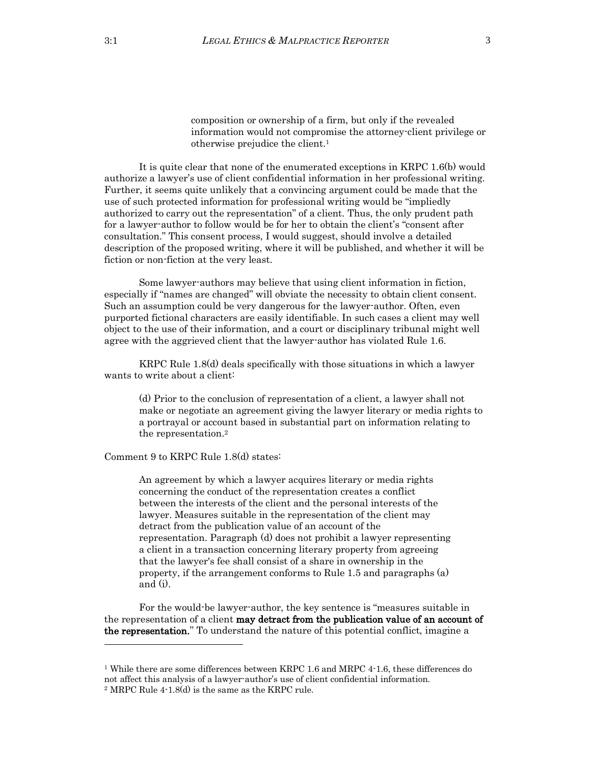> composition or ownership of a firm, but only if the revealed information would not compromise the attorney-client privilege or otherwise prejudice the client.[1]

It is quite clear that none of the enumerated exceptions in KRPC 1.6(b) would authorize a lawyer's use of client confidential information in her professional writing. Further, it seems quite unlikely that a convincing argument could be made that the use of such protected information for professional writing would be "impliedly authorized to carry out the representation" of a client. Thus, the only prudent path for a lawyer-author to follow would be for her to obtain the client's "consent after consultation." This consent process, I would suggest, should involve a detailed description of the proposed writing, where it will be published, and whether it will be fiction or non-fiction at the very least.

Some lawyer-authors may believe that using client information in fiction, especially if "names are changed" will obviate the necessity to obtain client consent. Such an assumption could be very dangerous for the lawyer-author. Often, even purported fictional characters are easily identifiable. In such cases a client may well object to the use of their information, and a court or disciplinary tribunal might well agree with the aggrieved client that the lawyer-author has violated Rule 1.6.

KRPC Rule 1.8(d) deals specifically with those situations in which a lawyer wants to write about a client:

> (d) Prior to the conclusion of representation of a client, a lawyer shall not make or negotiate an agreement giving the lawyer literary or media rights to a portrayal or account based in substantial part on information relating to the representation.[2]

Comment 9 to KRPC Rule 1.8(d) states:

> An agreement by which a lawyer acquires literary or media rights concerning the conduct of the representation creates a conflict between the interests of the client and the personal interests of the lawyer. Measures suitable in the representation of the client may detract from the publication value of an account of the representation. Paragraph (d) does not prohibit a lawyer representing a client in a transaction concerning literary property from agreeing that the lawyer's fee shall consist of a share in ownership in the property, if the arrangement conforms to Rule 1.5 and paragraphs (a) and (i).

For the would-be lawyer-author, the key sentence is "measures suitable in the representation of a client **may detract from the publication value of an account of the representation.**" To understand the nature of this potential conflict, imagine a

---

[1] While there are some differences between KRPC 1.6 and MRPC 4-1.6, these differences do not affect this analysis of a lawyer-author's use of client confidential information.

[2] MRPC Rule 4-1.8(d) is the same as the KRPC rule.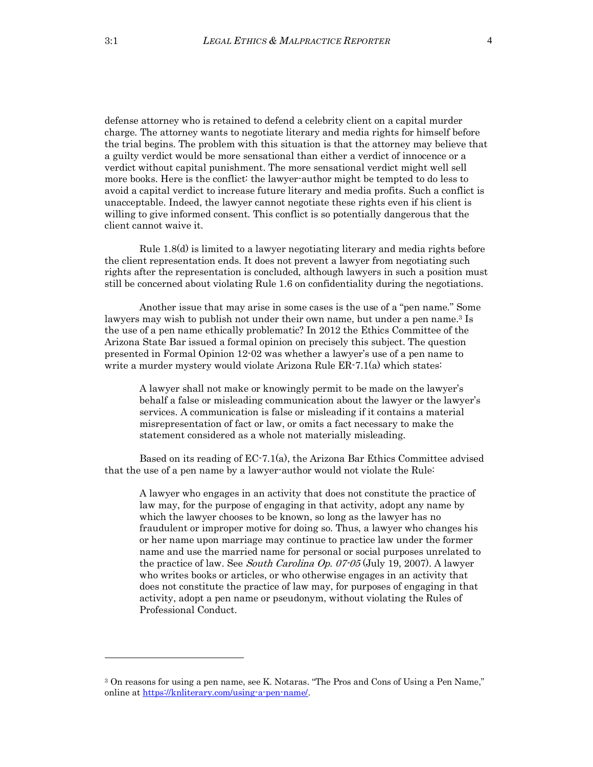defense attorney who is retained to defend a celebrity client on a capital murder charge. The attorney wants to negotiate literary and media rights for himself before the trial begins. The problem with this situation is that the attorney may believe that a guilty verdict would be more sensational than either a verdict of innocence or a verdict without capital punishment. The more sensational verdict might well sell more books. Here is the conflict: the lawyer-author might be tempted to do less to avoid a capital verdict to increase future literary and media profits. Such a conflict is unacceptable. Indeed, the lawyer cannot negotiate these rights even if his client is willing to give informed consent. This conflict is so potentially dangerous that the client cannot waive it.

Rule 1.8(d) is limited to a lawyer negotiating literary and media rights before the client representation ends. It does not prevent a lawyer from negotiating such rights after the representation is concluded, although lawyers in such a position must still be concerned about violating Rule 1.6 on confidentiality during the negotiations.

Another issue that may arise in some cases is the use of a "pen name." Some lawyers may wish to publish not under their own name, but under a pen name.[3] Is the use of a pen name ethically problematic? In 2012 the Ethics Committee of the Arizona State Bar issued a formal opinion on precisely this subject. The question presented in Formal Opinion 12-02 was whether a lawyer's use of a pen name to write a murder mystery would violate Arizona Rule ER-7.1(a) which states:

> A lawyer shall not make or knowingly permit to be made on the lawyer's behalf a false or misleading communication about the lawyer or the lawyer's services. A communication is false or misleading if it contains a material misrepresentation of fact or law, or omits a fact necessary to make the statement considered as a whole not materially misleading.

Based on its reading of EC-7.1(a), the Arizona Bar Ethics Committee advised that the use of a pen name by a lawyer-author would not violate the Rule:

> A lawyer who engages in an activity that does not constitute the practice of law may, for the purpose of engaging in that activity, adopt any name by which the lawyer chooses to be known, so long as the lawyer has no fraudulent or improper motive for doing so. Thus, a lawyer who changes his or her name upon marriage may continue to practice law under the former name and use the married name for personal or social purposes unrelated to the practice of law. See *South Carolina Op. 07-05* (July 19, 2007). A lawyer who writes books or articles, or who otherwise engages in an activity that does not constitute the practice of law may, for purposes of engaging in that activity, adopt a pen name or pseudonym, without violating the Rules of Professional Conduct.

---

[3] On reasons for using a pen name, see K. Notaras. "The Pros and Cons of Using a Pen Name," online at https://knliterary.com/using-a-pen-name/.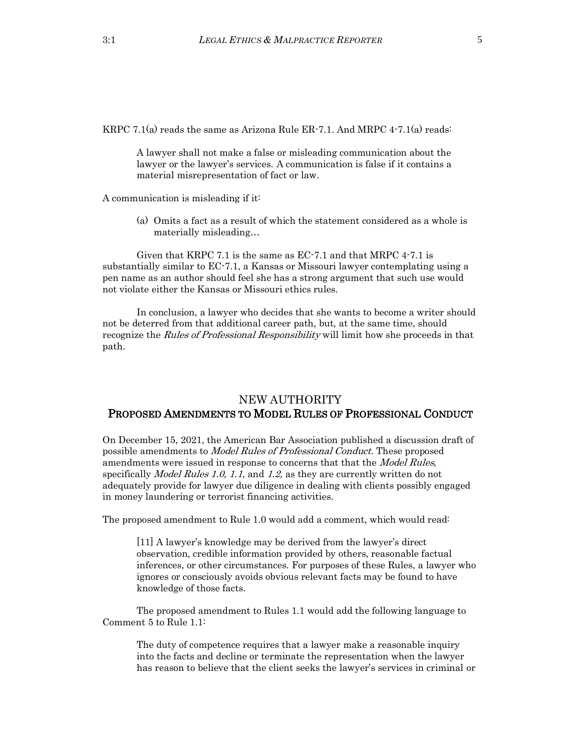KRPC 7.1(a) reads the same as Arizona Rule ER-7.1. And MRPC 4-7.1(a) reads:

> A lawyer shall not make a false or misleading communication about the lawyer or the lawyer's services. A communication is false if it contains a material misrepresentation of fact or law.

A communication is misleading if it:

> (a) Omits a fact as a result of which the statement considered as a whole is materially misleading…

Given that KRPC 7.1 is the same as EC-7.1 and that MRPC 4-7.1 is substantially similar to EC-7.1, a Kansas or Missouri lawyer contemplating using a pen name as an author should feel she has a strong argument that such use would not violate either the Kansas or Missouri ethics rules.

In conclusion, a lawyer who decides that she wants to become a writer should not be deterred from that additional career path, but, at the same time, should recognize the *Rules of Professional Responsibility* will limit how she proceeds in that path.

## NEW AUTHORITY
## PROPOSED AMENDMENTS TO MODEL RULES OF PROFESSIONAL CONDUCT

On December 15, 2021, the American Bar Association published a discussion draft of possible amendments to *Model Rules of Professional Conduct*. These proposed amendments were issued in response to concerns that that the *Model Rules*, specifically *Model Rules 1.0, 1.1,* and *1.2,* as they are currently written do not adequately provide for lawyer due diligence in dealing with clients possibly engaged in money laundering or terrorist financing activities.

The proposed amendment to Rule 1.0 would add a comment, which would read:

> [11] A lawyer's knowledge may be derived from the lawyer's direct observation, credible information provided by others, reasonable factual inferences, or other circumstances. For purposes of these Rules, a lawyer who ignores or consciously avoids obvious relevant facts may be found to have knowledge of those facts.

The proposed amendment to Rules 1.1 would add the following language to Comment 5 to Rule 1.1:

> The duty of competence requires that a lawyer make a reasonable inquiry into the facts and decline or terminate the representation when the lawyer has reason to believe that the client seeks the lawyer's services in criminal or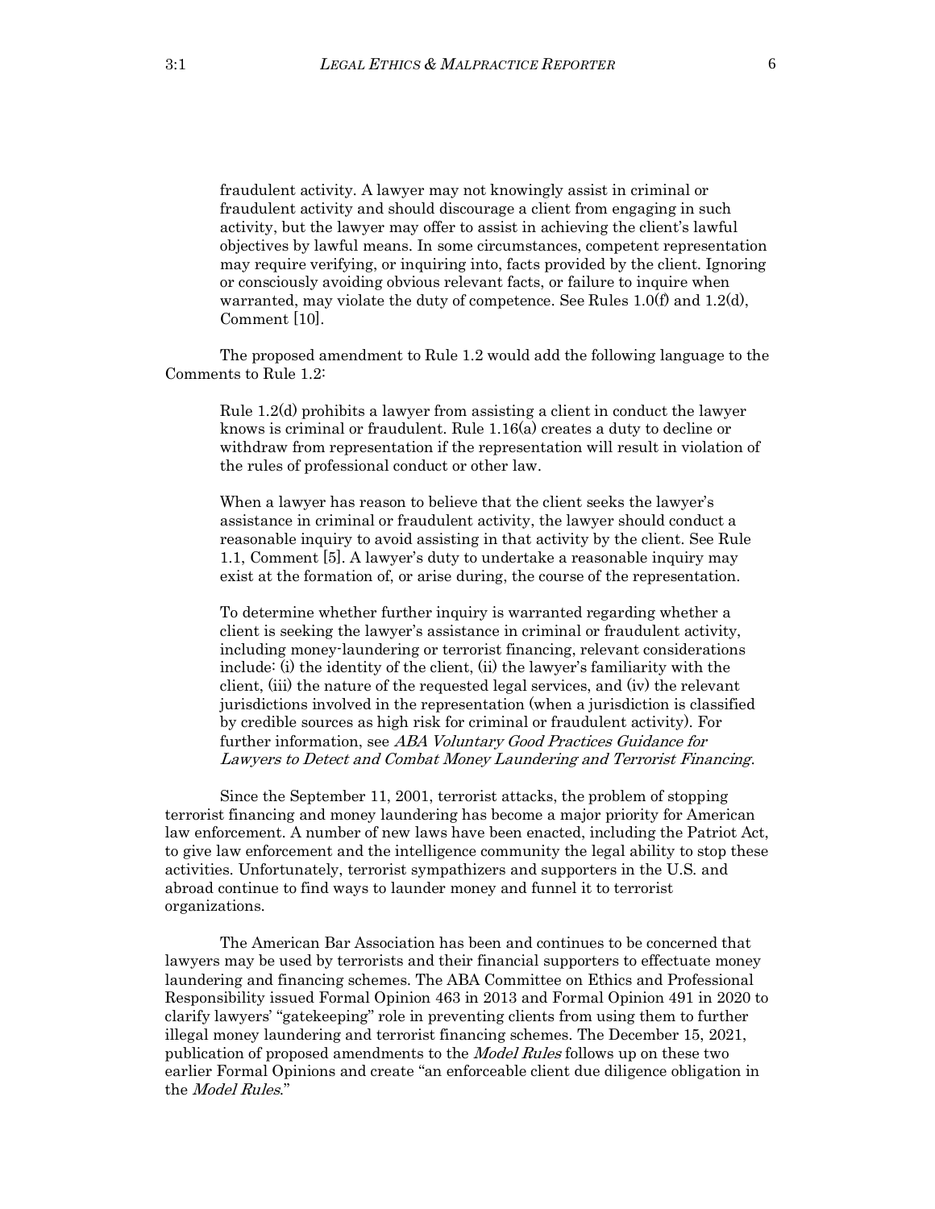> fraudulent activity. A lawyer may not knowingly assist in criminal or fraudulent activity and should discourage a client from engaging in such activity, but the lawyer may offer to assist in achieving the client's lawful objectives by lawful means. In some circumstances, competent representation may require verifying, or inquiring into, facts provided by the client. Ignoring or consciously avoiding obvious relevant facts, or failure to inquire when warranted, may violate the duty of competence. See Rules 1.0(f) and 1.2(d), Comment [10].

The proposed amendment to Rule 1.2 would add the following language to the Comments to Rule 1.2:

> Rule 1.2(d) prohibits a lawyer from assisting a client in conduct the lawyer knows is criminal or fraudulent. Rule 1.16(a) creates a duty to decline or withdraw from representation if the representation will result in violation of the rules of professional conduct or other law.
>
> When a lawyer has reason to believe that the client seeks the lawyer's assistance in criminal or fraudulent activity, the lawyer should conduct a reasonable inquiry to avoid assisting in that activity by the client. See Rule 1.1, Comment [5]. A lawyer's duty to undertake a reasonable inquiry may exist at the formation of, or arise during, the course of the representation.
>
> To determine whether further inquiry is warranted regarding whether a client is seeking the lawyer's assistance in criminal or fraudulent activity, including money-laundering or terrorist financing, relevant considerations include: (i) the identity of the client, (ii) the lawyer's familiarity with the client, (iii) the nature of the requested legal services, and (iv) the relevant jurisdictions involved in the representation (when a jurisdiction is classified by credible sources as high risk for criminal or fraudulent activity). For further information, see *ABA Voluntary Good Practices Guidance for Lawyers to Detect and Combat Money Laundering and Terrorist Financing*.

Since the September 11, 2001, terrorist attacks, the problem of stopping terrorist financing and money laundering has become a major priority for American law enforcement. A number of new laws have been enacted, including the Patriot Act, to give law enforcement and the intelligence community the legal ability to stop these activities. Unfortunately, terrorist sympathizers and supporters in the U.S. and abroad continue to find ways to launder money and funnel it to terrorist organizations.

The American Bar Association has been and continues to be concerned that lawyers may be used by terrorists and their financial supporters to effectuate money laundering and financing schemes. The ABA Committee on Ethics and Professional Responsibility issued Formal Opinion 463 in 2013 and Formal Opinion 491 in 2020 to clarify lawyers' "gatekeeping" role in preventing clients from using them to further illegal money laundering and terrorist financing schemes. The December 15, 2021, publication of proposed amendments to the *Model Rules* follows up on these two earlier Formal Opinions and create "an enforceable client due diligence obligation in the *Model Rules*."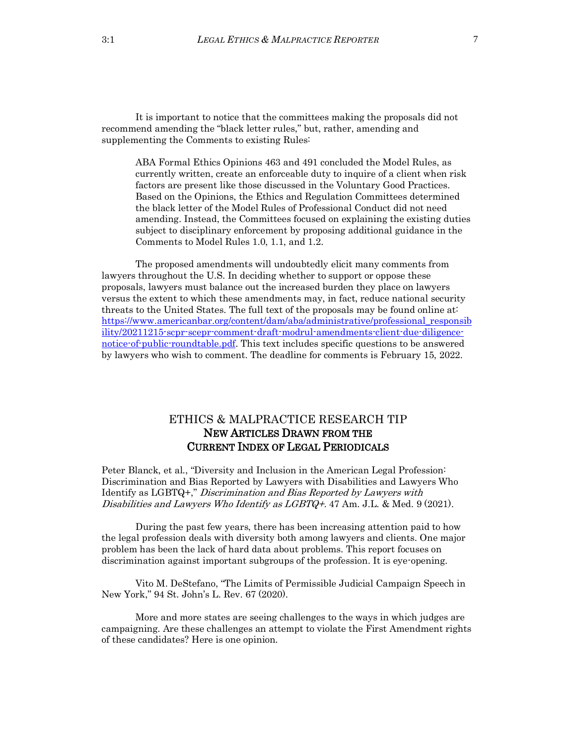It is important to notice that the committees making the proposals did not recommend amending the "black letter rules," but, rather, amending and supplementing the Comments to existing Rules:

> ABA Formal Ethics Opinions 463 and 491 concluded the Model Rules, as currently written, create an enforceable duty to inquire of a client when risk factors are present like those discussed in the Voluntary Good Practices. Based on the Opinions, the Ethics and Regulation Committees determined the black letter of the Model Rules of Professional Conduct did not need amending. Instead, the Committees focused on explaining the existing duties subject to disciplinary enforcement by proposing additional guidance in the Comments to Model Rules 1.0, 1.1, and 1.2.

The proposed amendments will undoubtedly elicit many comments from lawyers throughout the U.S. In deciding whether to support or oppose these proposals, lawyers must balance out the increased burden they place on lawyers versus the extent to which these amendments may, in fact, reduce national security threats to the United States. The full text of the proposals may be found online at: [https://www.americanbar.org/content/dam/aba/administrative/professional_responsibility/20211215-scpr-scepr-comment-draft-modrul-amendments-client-due-diligence-notice-of-public-roundtable.pdf](https://www.americanbar.org/content/dam/aba/administrative/professional_responsibility/20211215-scpr-scepr-comment-draft-modrul-amendments-client-due-diligence-notice-of-public-roundtable.pdf). This text includes specific questions to be answered by lawyers who wish to comment. The deadline for comments is February 15, 2022.

## ETHICS & MALPRACTICE RESEARCH TIP
## NEW ARTICLES DRAWN FROM THE CURRENT INDEX OF LEGAL PERIODICALS

Peter Blanck, et al., "Diversity and Inclusion in the American Legal Profession: Discrimination and Bias Reported by Lawyers with Disabilities and Lawyers Who Identify as LGBTQ+," *Discrimination and Bias Reported by Lawyers with Disabilities and Lawyers Who Identify as LGBTQ+.* 47 Am. J.L. & Med. 9 (2021).

During the past few years, there has been increasing attention paid to how the legal profession deals with diversity both among lawyers and clients. One major problem has been the lack of hard data about problems. This report focuses on discrimination against important subgroups of the profession. It is eye-opening.

Vito M. DeStefano, "The Limits of Permissible Judicial Campaign Speech in New York," 94 St. John's L. Rev. 67 (2020).

More and more states are seeing challenges to the ways in which judges are campaigning. Are these challenges an attempt to violate the First Amendment rights of these candidates? Here is one opinion.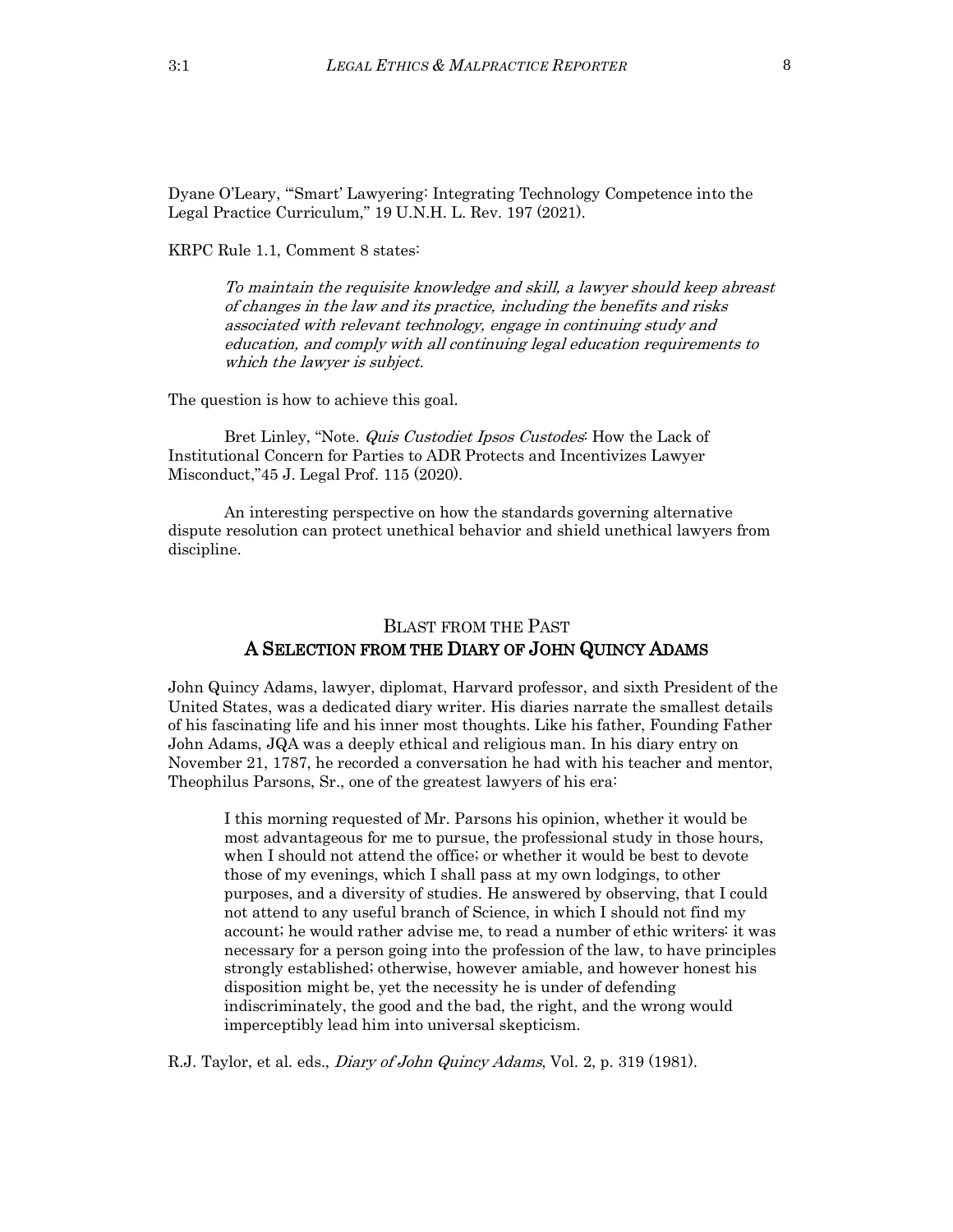Dyane O'Leary, "'Smart' Lawyering: Integrating Technology Competence into the Legal Practice Curriculum," 19 U.N.H. L. Rev. 197 (2021).

KRPC Rule 1.1, Comment 8 states:

> *To maintain the requisite knowledge and skill, a lawyer should keep abreast of changes in the law and its practice, including the benefits and risks associated with relevant technology, engage in continuing study and education, and comply with all continuing legal education requirements to which the lawyer is subject.*

The question is how to achieve this goal.

Bret Linley, "Note. *Quis Custodiet Ipsos Custodes*: How the Lack of Institutional Concern for Parties to ADR Protects and Incentivizes Lawyer Misconduct,"45 J. Legal Prof. 115 (2020).

An interesting perspective on how the standards governing alternative dispute resolution can protect unethical behavior and shield unethical lawyers from discipline.

## BLAST FROM THE PAST
## **A SELECTION FROM THE DIARY OF JOHN QUINCY ADAMS**

John Quincy Adams, lawyer, diplomat, Harvard professor, and sixth President of the United States, was a dedicated diary writer. His diaries narrate the smallest details of his fascinating life and his inner most thoughts. Like his father, Founding Father John Adams, JQA was a deeply ethical and religious man. In his diary entry on November 21, 1787, he recorded a conversation he had with his teacher and mentor, Theophilus Parsons, Sr., one of the greatest lawyers of his era:

> I this morning requested of Mr. Parsons his opinion, whether it would be most advantageous for me to pursue, the professional study in those hours, when I should not attend the office; or whether it would be best to devote those of my evenings, which I shall pass at my own lodgings, to other purposes, and a diversity of studies. He answered by observing, that I could not attend to any useful branch of Science, in which I should not find my account; he would rather advise me, to read a number of ethic writers: it was necessary for a person going into the profession of the law, to have principles strongly established; otherwise, however amiable, and however honest his disposition might be, yet the necessity he is under of defending indiscriminately, the good and the bad, the right, and the wrong would imperceptibly lead him into universal skepticism.

R.J. Taylor, et al. eds., *Diary of John Quincy Adams*, Vol. 2, p. 319 (1981).